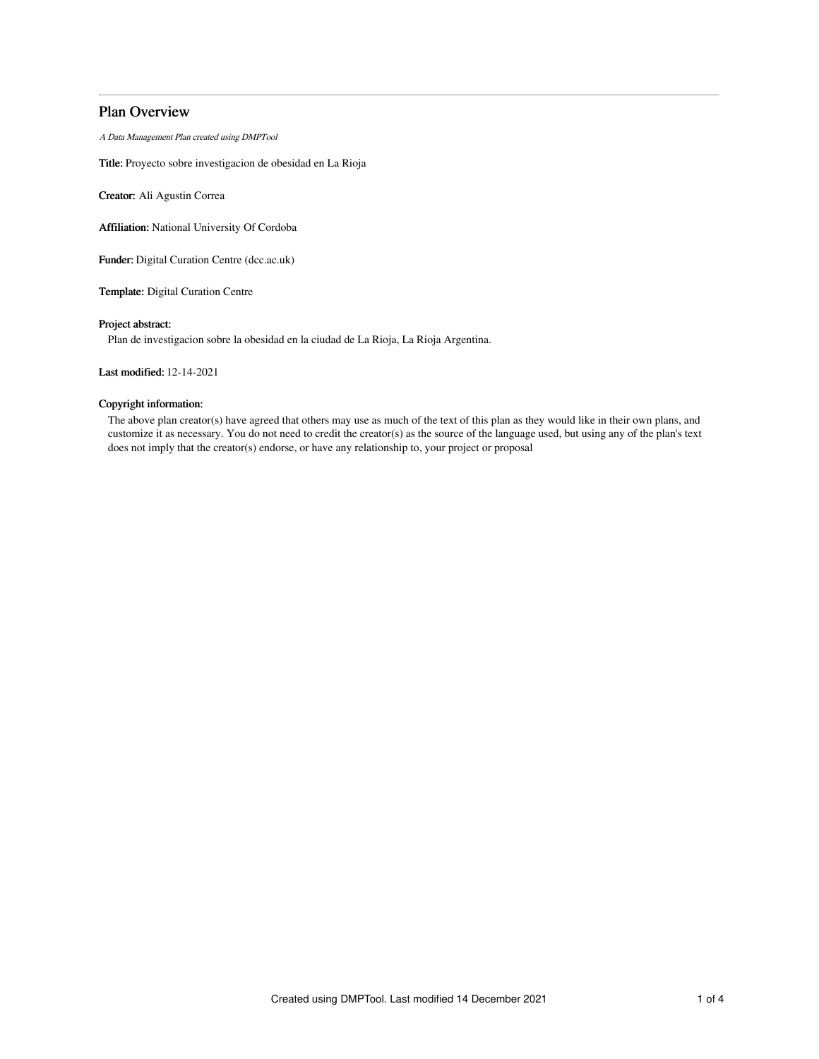# Plan Overview

*A Data Management Plan created using DMPTool*

**Title:** Proyecto sobre investigacion de obesidad en La Rioja

**Creator:** Ali Agustin Correa

**Affiliation:** National University Of Cordoba

**Funder:** Digital Curation Centre (dcc.ac.uk)

**Template:** Digital Curation Centre

**Project abstract:**

Plan de investigacion sobre la obesidad en la ciudad de La Rioja, La Rioja Argentina.

**Last modified:** 12-14-2021

**Copyright information:**

The above plan creator(s) have agreed that others may use as much of the text of this plan as they would like in their own plans, and customize it as necessary. You do not need to credit the creator(s) as the source of the language used, but using any of the plan's text does not imply that the creator(s) endorse, or have any relationship to, your project or proposal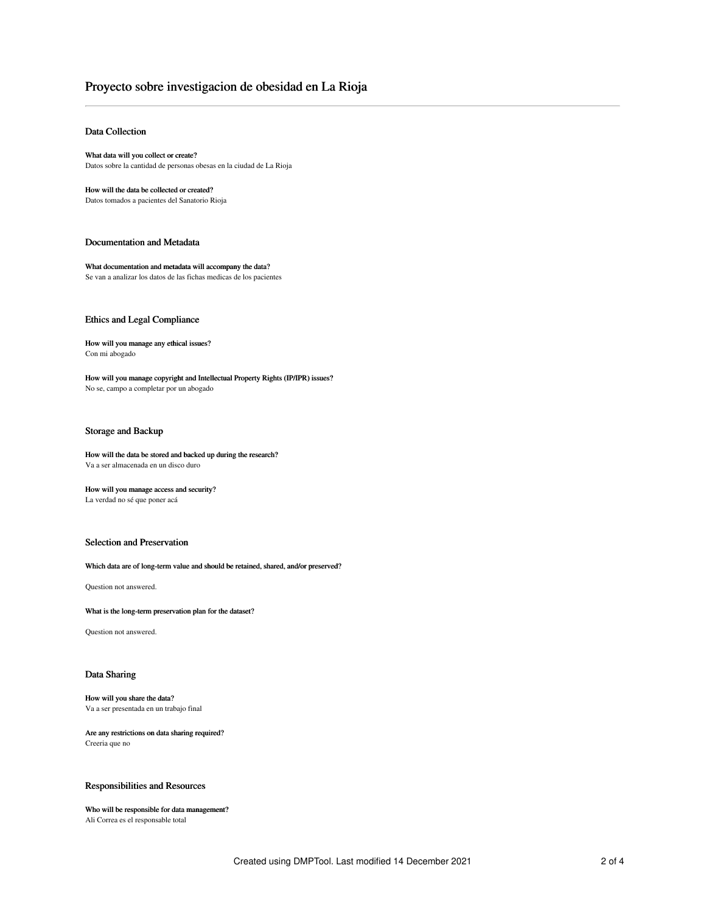# Proyecto sobre investigacion de obesidad en La Rioja

## Data Collection

**What data will you collect or create?**

Datos sobre la cantidad de personas obesas en la ciudad de La Rioja

**How will the data be collected or created?**

Datos tomados a pacientes del Sanatorio Rioja

## Documentation and Metadata

**What documentation and metadata will accompany the data?**

Se van a analizar los datos de las fichas medicas de los pacientes

## Ethics and Legal Compliance

**How will you manage any ethical issues?**

Con mi abogado

**How will you manage copyright and Intellectual Property Rights (IP/IPR) issues?**

No se, campo a completar por un abogado

## Storage and Backup

**How will the data be stored and backed up during the research?**

Va a ser almacenada en un disco duro

**How will you manage access and security?**

La verdad no sé que poner acá

## Selection and Preservation

**Which data are of long-term value and should be retained, shared, and/or preserved?**

Question not answered.

**What is the long-term preservation plan for the dataset?**

Question not answered.

## Data Sharing

**How will you share the data?**

Va a ser presentada en un trabajo final

**Are any restrictions on data sharing required?**

Creeria que no

## Responsibilities and Resources

**Who will be responsible for data management?**

Ali Correa es el responsable total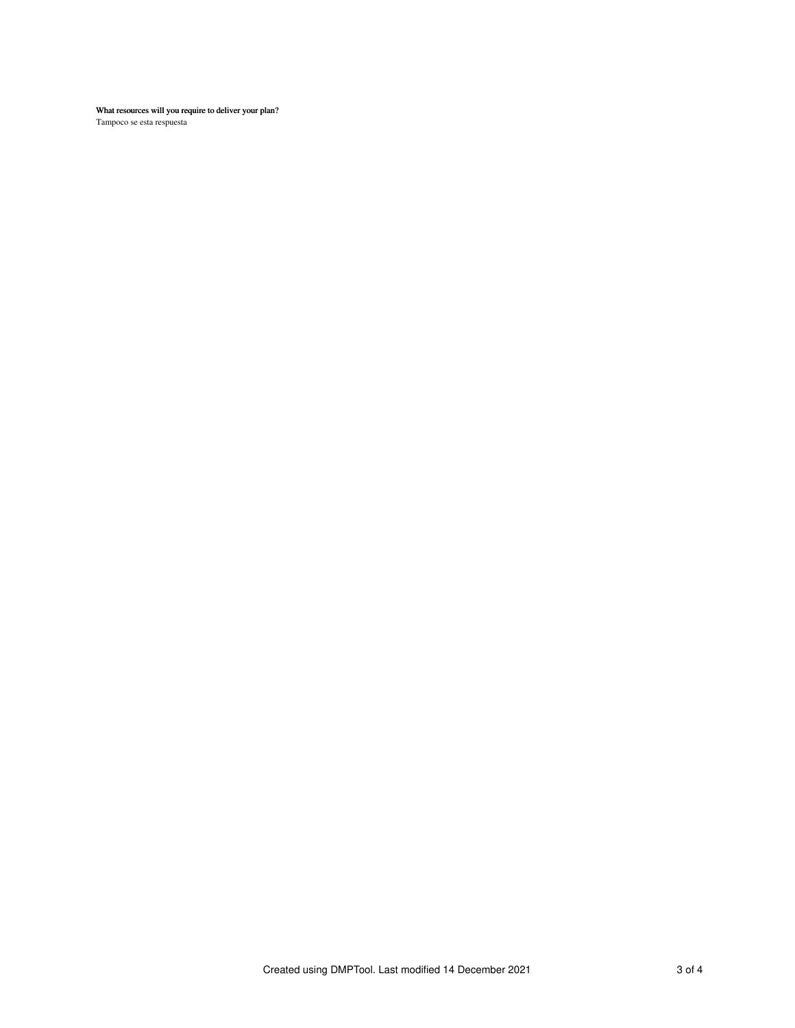**What resources will you require to deliver your plan?**

Tampoco se esta respuesta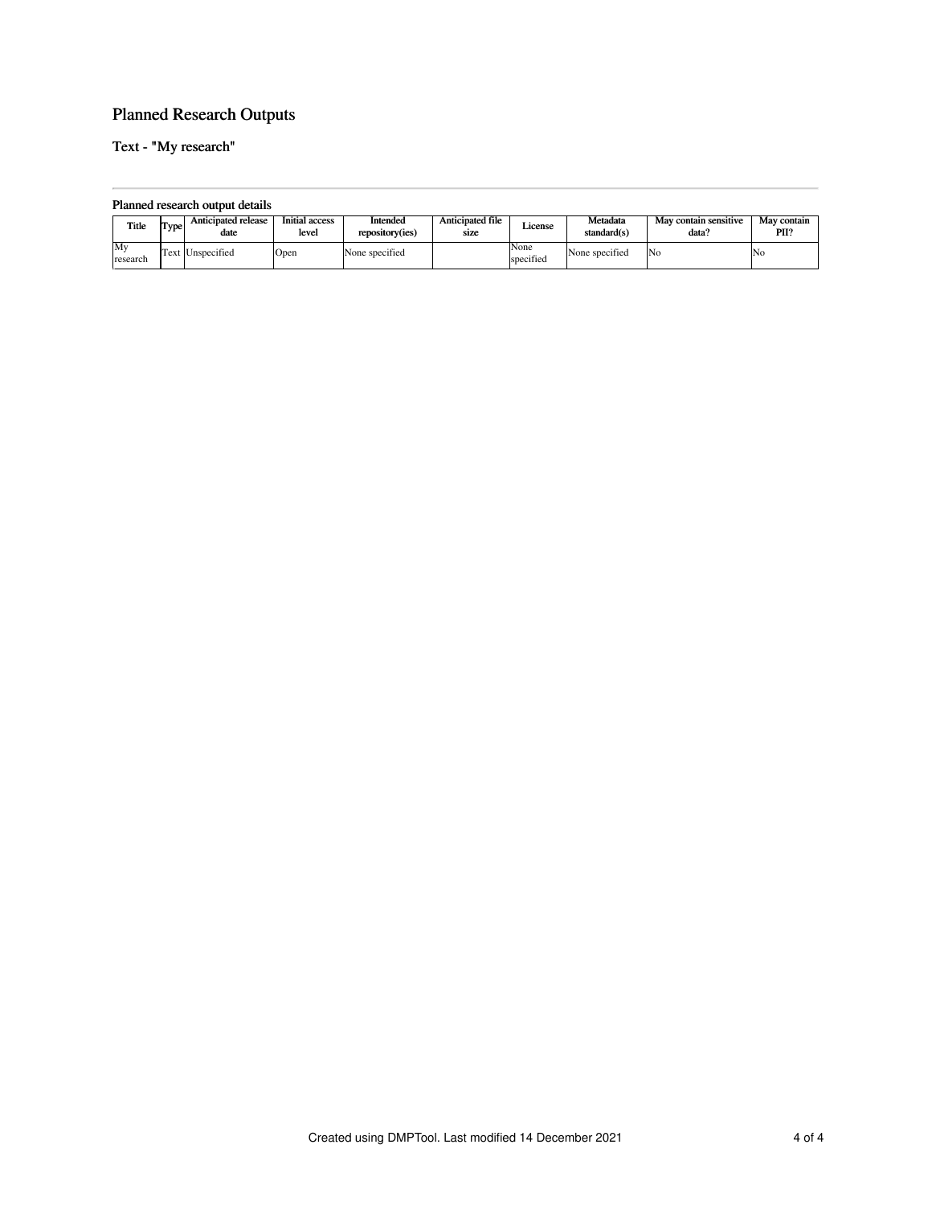## Planned Research Outputs

### Text - "My research"

#### Planned research output details

| Title | Type | Anticipated release date | Initial access level | Intended repository(ies) | Anticipated file size | License | Metadata standard(s) | May contain sensitive data? | May contain PII? |
|---|---|---|---|---|---|---|---|---|---|
| My research | Text | Unspecified | Open | None specified | | None specified | None specified | No | No |